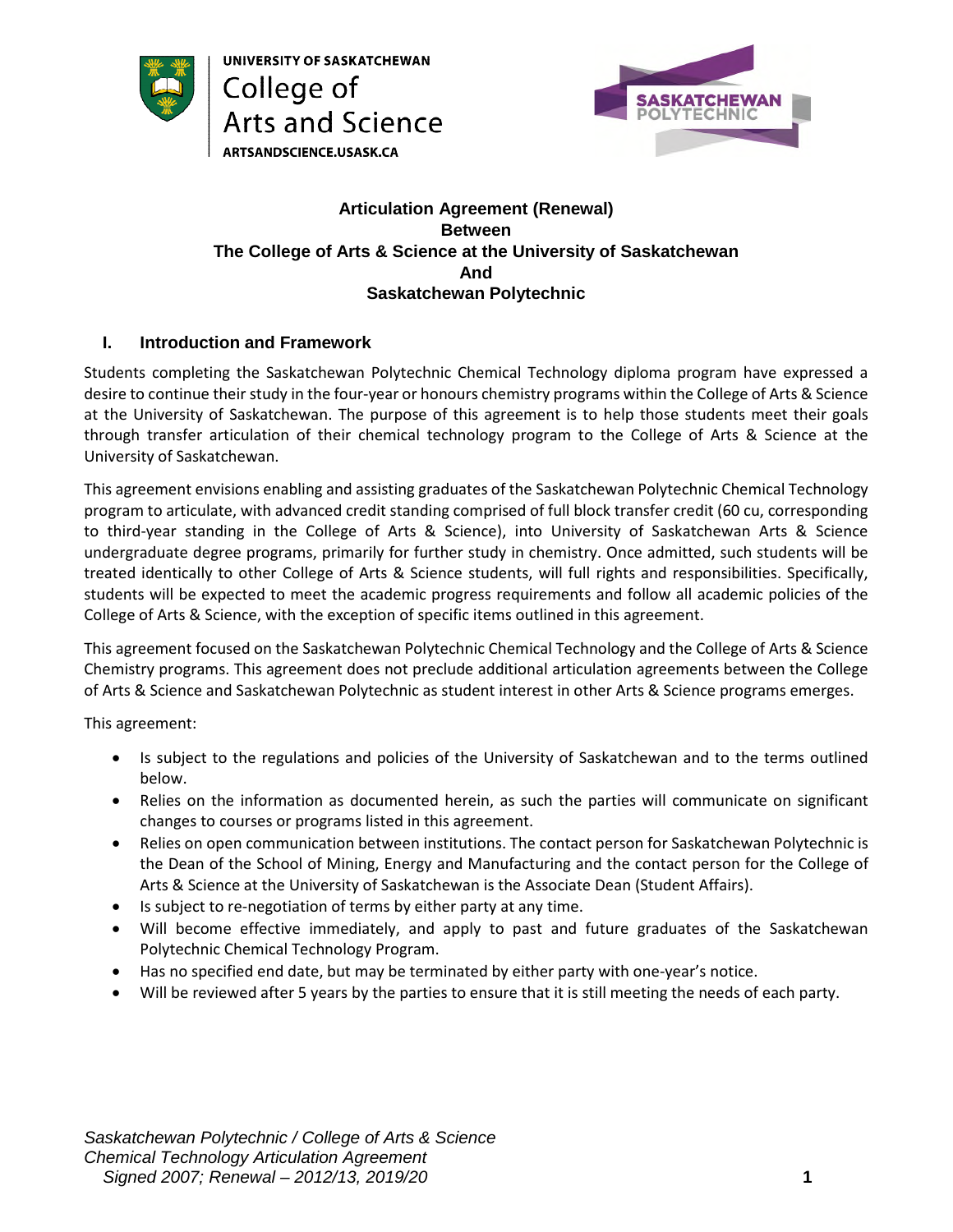UNIVERSITY OF SASKATCHEWAN
College of Arts and Science
ARTSANDSCIENCE.USASK.CA

SASKATCHEWAN POLYTECHNIC

# Articulation Agreement (Renewal) Between The College of Arts & Science at the University of Saskatchewan And Saskatchewan Polytechnic

## I. Introduction and Framework

Students completing the Saskatchewan Polytechnic Chemical Technology diploma program have expressed a desire to continue their study in the four-year or honours chemistry programs within the College of Arts & Science at the University of Saskatchewan. The purpose of this agreement is to help those students meet their goals through transfer articulation of their chemical technology program to the College of Arts & Science at the University of Saskatchewan.

This agreement envisions enabling and assisting graduates of the Saskatchewan Polytechnic Chemical Technology program to articulate, with advanced credit standing comprised of full block transfer credit (60 cu, corresponding to third-year standing in the College of Arts & Science), into University of Saskatchewan Arts & Science undergraduate degree programs, primarily for further study in chemistry. Once admitted, such students will be treated identically to other College of Arts & Science students, will full rights and responsibilities. Specifically, students will be expected to meet the academic progress requirements and follow all academic policies of the College of Arts & Science, with the exception of specific items outlined in this agreement.

This agreement focused on the Saskatchewan Polytechnic Chemical Technology and the College of Arts & Science Chemistry programs. This agreement does not preclude additional articulation agreements between the College of Arts & Science and Saskatchewan Polytechnic as student interest in other Arts & Science programs emerges.

This agreement:

- Is subject to the regulations and policies of the University of Saskatchewan and to the terms outlined below.
- Relies on the information as documented herein, as such the parties will communicate on significant changes to courses or programs listed in this agreement.
- Relies on open communication between institutions. The contact person for Saskatchewan Polytechnic is the Dean of the School of Mining, Energy and Manufacturing and the contact person for the College of Arts & Science at the University of Saskatchewan is the Associate Dean (Student Affairs).
- Is subject to re-negotiation of terms by either party at any time.
- Will become effective immediately, and apply to past and future graduates of the Saskatchewan Polytechnic Chemical Technology Program.
- Has no specified end date, but may be terminated by either party with one-year's notice.
- Will be reviewed after 5 years by the parties to ensure that it is still meeting the needs of each party.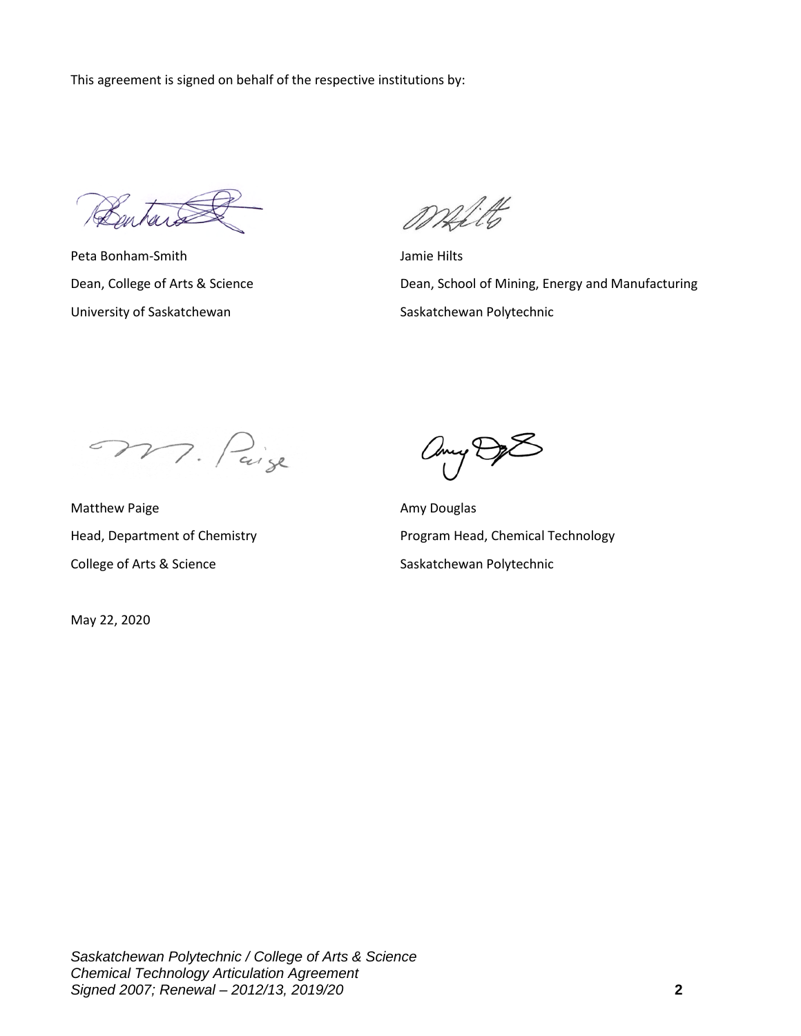This agreement is signed on behalf of the respective institutions by:

Peta Bonham-Smith
Dean, College of Arts & Science
University of Saskatchewan

Jamie Hilts
Dean, School of Mining, Energy and Manufacturing
Saskatchewan Polytechnic

Matthew Paige
Head, Department of Chemistry
College of Arts & Science

Amy Douglas
Program Head, Chemical Technology
Saskatchewan Polytechnic

May 22, 2020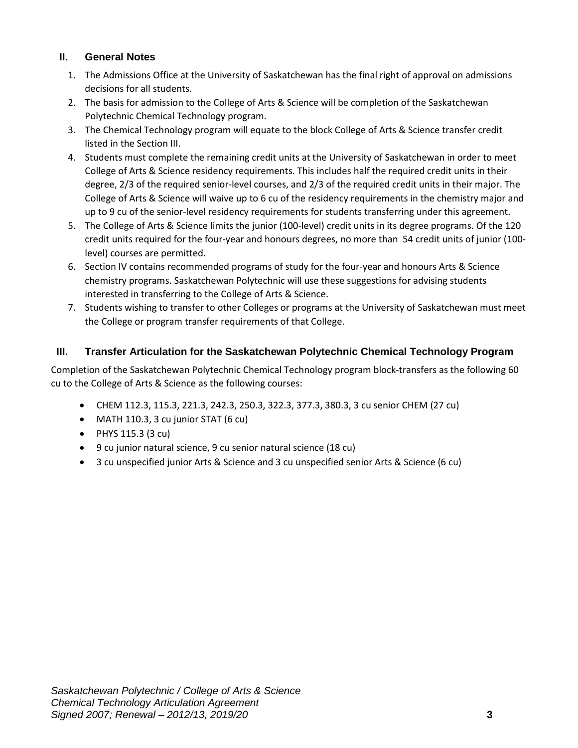## II. General Notes

1. The Admissions Office at the University of Saskatchewan has the final right of approval on admissions decisions for all students.
2. The basis for admission to the College of Arts & Science will be completion of the Saskatchewan Polytechnic Chemical Technology program.
3. The Chemical Technology program will equate to the block College of Arts & Science transfer credit listed in the Section III.
4. Students must complete the remaining credit units at the University of Saskatchewan in order to meet College of Arts & Science residency requirements. This includes half the required credit units in their degree, 2/3 of the required senior-level courses, and 2/3 of the required credit units in their major. The College of Arts & Science will waive up to 6 cu of the residency requirements in the chemistry major and up to 9 cu of the senior-level residency requirements for students transferring under this agreement.
5. The College of Arts & Science limits the junior (100-level) credit units in its degree programs. Of the 120 credit units required for the four-year and honours degrees, no more than 54 credit units of junior (100-level) courses are permitted.
6. Section IV contains recommended programs of study for the four-year and honours Arts & Science chemistry programs. Saskatchewan Polytechnic will use these suggestions for advising students interested in transferring to the College of Arts & Science.
7. Students wishing to transfer to other Colleges or programs at the University of Saskatchewan must meet the College or program transfer requirements of that College.

## III. Transfer Articulation for the Saskatchewan Polytechnic Chemical Technology Program

Completion of the Saskatchewan Polytechnic Chemical Technology program block-transfers as the following 60 cu to the College of Arts & Science as the following courses:

- CHEM 112.3, 115.3, 221.3, 242.3, 250.3, 322.3, 377.3, 380.3, 3 cu senior CHEM (27 cu)
- MATH 110.3, 3 cu junior STAT (6 cu)
- PHYS 115.3 (3 cu)
- 9 cu junior natural science, 9 cu senior natural science (18 cu)
- 3 cu unspecified junior Arts & Science and 3 cu unspecified senior Arts & Science (6 cu)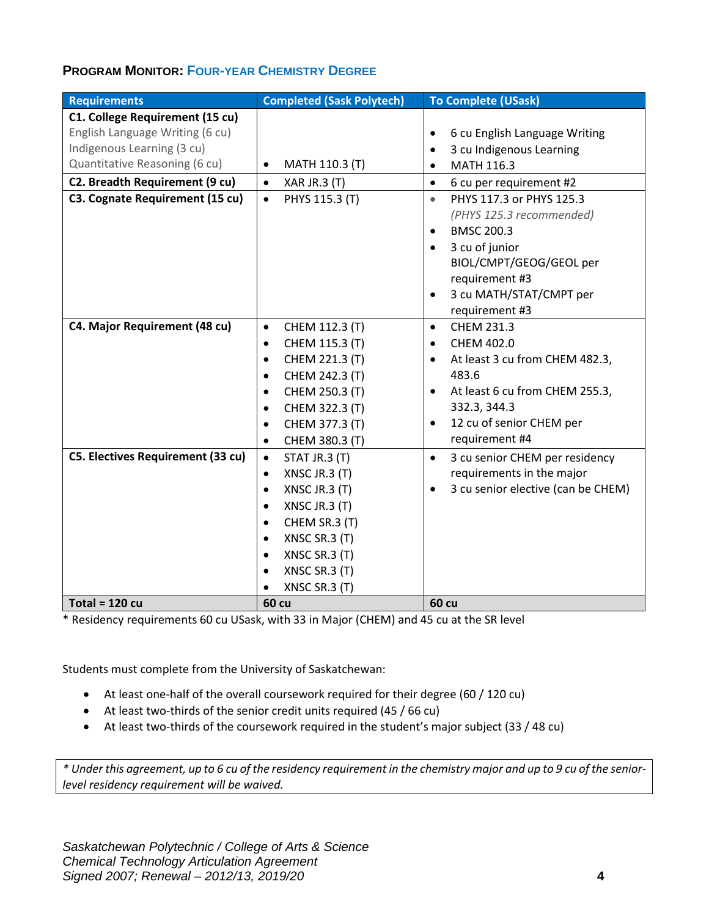## Program Monitor: Four-year Chemistry Degree

| Requirements | Completed (Sask Polytech) | To Complete (USask) |
|---|---|---|
| **C1. College Requirement (15 cu)**<br>English Language Writing (6 cu)<br>Indigenous Learning (3 cu)<br>Quantitative Reasoning (6 cu) | • MATH 110.3 (T) | • 6 cu English Language Writing<br>• 3 cu Indigenous Learning<br>• MATH 116.3 |
| **C2. Breadth Requirement (9 cu)** | • XAR JR.3 (T) | • 6 cu per requirement #2 |
| **C3. Cognate Requirement (15 cu)** | • PHYS 115.3 (T) | • PHYS 117.3 or PHYS 125.3 *(PHYS 125.3 recommended)*<br>• BMSC 200.3<br>• 3 cu of junior BIOL/CMPT/GEOG/GEOL per requirement #3<br>• 3 cu MATH/STAT/CMPT per requirement #3 |
| **C4. Major Requirement (48 cu)** | • CHEM 112.3 (T)<br>• CHEM 115.3 (T)<br>• CHEM 221.3 (T)<br>• CHEM 242.3 (T)<br>• CHEM 250.3 (T)<br>• CHEM 322.3 (T)<br>• CHEM 377.3 (T)<br>• CHEM 380.3 (T) | • CHEM 231.3<br>• CHEM 402.0<br>• At least 3 cu from CHEM 482.3, 483.6<br>• At least 6 cu from CHEM 255.3, 332.3, 344.3<br>• 12 cu of senior CHEM per requirement #4 |
| **C5. Electives Requirement (33 cu)** | • STAT JR.3 (T)<br>• XNSC JR.3 (T)<br>• XNSC JR.3 (T)<br>• XNSC JR.3 (T)<br>• CHEM SR.3 (T)<br>• XNSC SR.3 (T)<br>• XNSC SR.3 (T)<br>• XNSC SR.3 (T)<br>• XNSC SR.3 (T) | • 3 cu senior CHEM per residency requirements in the major<br>• 3 cu senior elective (can be CHEM) |
| **Total = 120 cu** | **60 cu** | **60 cu** |

* Residency requirements 60 cu USask, with 33 in Major (CHEM) and 45 cu at the SR level

Students must complete from the University of Saskatchewan:

- At least one-half of the overall coursework required for their degree (60 / 120 cu)
- At least two-thirds of the senior credit units required (45 / 66 cu)
- At least two-thirds of the coursework required in the student's major subject (33 / 48 cu)

*\* Under this agreement, up to 6 cu of the residency requirement in the chemistry major and up to 9 cu of the senior-level residency requirement will be waived.*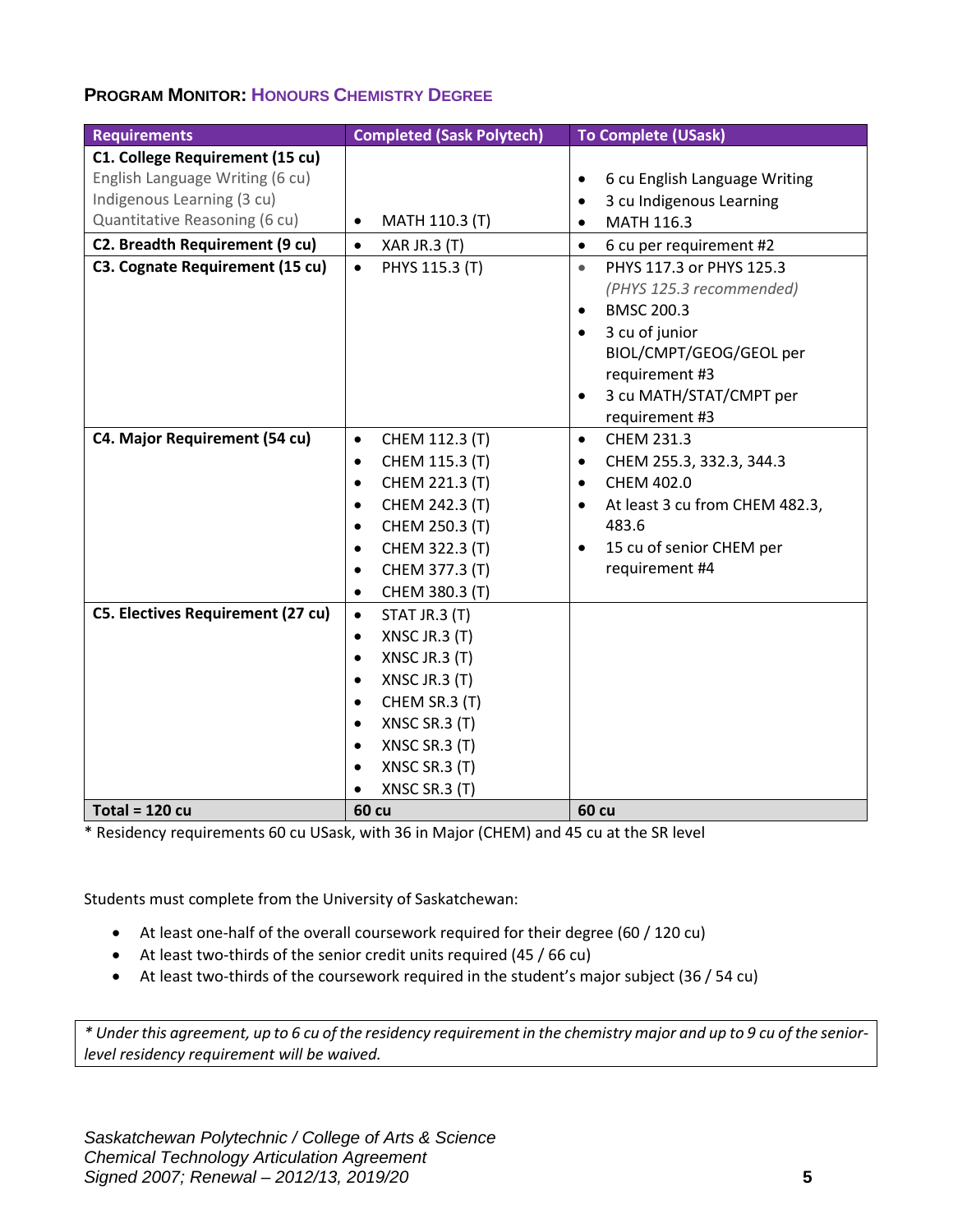### PROGRAM MONITOR: HONOURS CHEMISTRY DEGREE

| Requirements | Completed (Sask Polytech) | To Complete (USask) |
|---|---|---|
| **C1. College Requirement (15 cu)**<br>English Language Writing (6 cu)<br>Indigenous Learning (3 cu)<br>Quantitative Reasoning (6 cu) | • MATH 110.3 (T) | • 6 cu English Language Writing<br>• 3 cu Indigenous Learning<br>• MATH 116.3 |
| **C2. Breadth Requirement (9 cu)** | • XAR JR.3 (T) | • 6 cu per requirement #2 |
| **C3. Cognate Requirement (15 cu)** | • PHYS 115.3 (T) | • PHYS 117.3 or PHYS 125.3 *(PHYS 125.3 recommended)*<br>• BMSC 200.3<br>• 3 cu of junior BIOL/CMPT/GEOG/GEOL per requirement #3<br>• 3 cu MATH/STAT/CMPT per requirement #3 |
| **C4. Major Requirement (54 cu)** | • CHEM 112.3 (T)<br>• CHEM 115.3 (T)<br>• CHEM 221.3 (T)<br>• CHEM 242.3 (T)<br>• CHEM 250.3 (T)<br>• CHEM 322.3 (T)<br>• CHEM 377.3 (T)<br>• CHEM 380.3 (T) | • CHEM 231.3<br>• CHEM 255.3, 332.3, 344.3<br>• CHEM 402.0<br>• At least 3 cu from CHEM 482.3, 483.6<br>• 15 cu of senior CHEM per requirement #4 |
| **C5. Electives Requirement (27 cu)** | • STAT JR.3 (T)<br>• XNSC JR.3 (T)<br>• XNSC JR.3 (T)<br>• XNSC JR.3 (T)<br>• CHEM SR.3 (T)<br>• XNSC SR.3 (T)<br>• XNSC SR.3 (T)<br>• XNSC SR.3 (T)<br>• XNSC SR.3 (T) | |
| **Total = 120 cu** | **60 cu** | **60 cu** |

\* Residency requirements 60 cu USask, with 36 in Major (CHEM) and 45 cu at the SR level

Students must complete from the University of Saskatchewan:

- At least one-half of the overall coursework required for their degree (60 / 120 cu)
- At least two-thirds of the senior credit units required (45 / 66 cu)
- At least two-thirds of the coursework required in the student's major subject (36 / 54 cu)

*\* Under this agreement, up to 6 cu of the residency requirement in the chemistry major and up to 9 cu of the senior-level residency requirement will be waived.*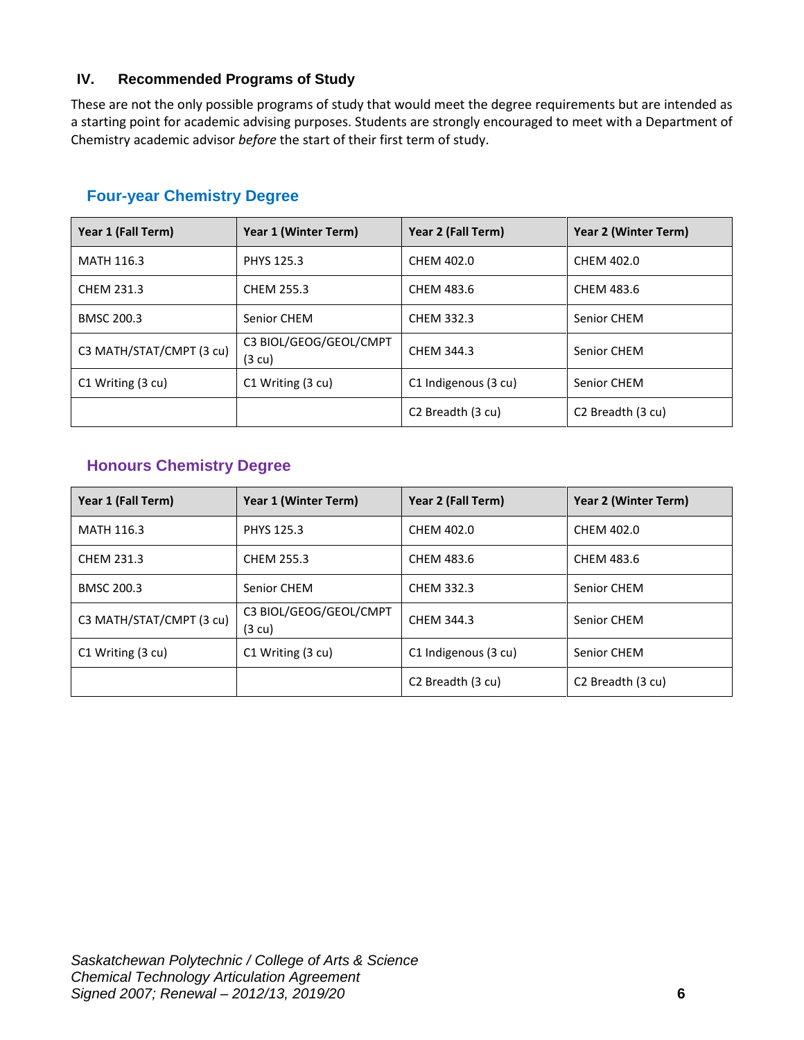## IV. Recommended Programs of Study

These are not the only possible programs of study that would meet the degree requirements but are intended as a starting point for academic advising purposes. Students are strongly encouraged to meet with a Department of Chemistry academic advisor *before* the start of their first term of study.

### Four-year Chemistry Degree

| Year 1 (Fall Term) | Year 1 (Winter Term) | Year 2 (Fall Term) | Year 2 (Winter Term) |
|---|---|---|---|
| MATH 116.3 | PHYS 125.3 | CHEM 402.0 | CHEM 402.0 |
| CHEM 231.3 | CHEM 255.3 | CHEM 483.6 | CHEM 483.6 |
| BMSC 200.3 | Senior CHEM | CHEM 332.3 | Senior CHEM |
| C3 MATH/STAT/CMPT (3 cu) | C3 BIOL/GEOG/GEOL/CMPT (3 cu) | CHEM 344.3 | Senior CHEM |
| C1 Writing (3 cu) | C1 Writing (3 cu) | C1 Indigenous (3 cu) | Senior CHEM |
| | | C2 Breadth (3 cu) | C2 Breadth (3 cu) |

### Honours Chemistry Degree

| Year 1 (Fall Term) | Year 1 (Winter Term) | Year 2 (Fall Term) | Year 2 (Winter Term) |
|---|---|---|---|
| MATH 116.3 | PHYS 125.3 | CHEM 402.0 | CHEM 402.0 |
| CHEM 231.3 | CHEM 255.3 | CHEM 483.6 | CHEM 483.6 |
| BMSC 200.3 | Senior CHEM | CHEM 332.3 | Senior CHEM |
| C3 MATH/STAT/CMPT (3 cu) | C3 BIOL/GEOG/GEOL/CMPT (3 cu) | CHEM 344.3 | Senior CHEM |
| C1 Writing (3 cu) | C1 Writing (3 cu) | C1 Indigenous (3 cu) | Senior CHEM |
| | | C2 Breadth (3 cu) | C2 Breadth (3 cu) |